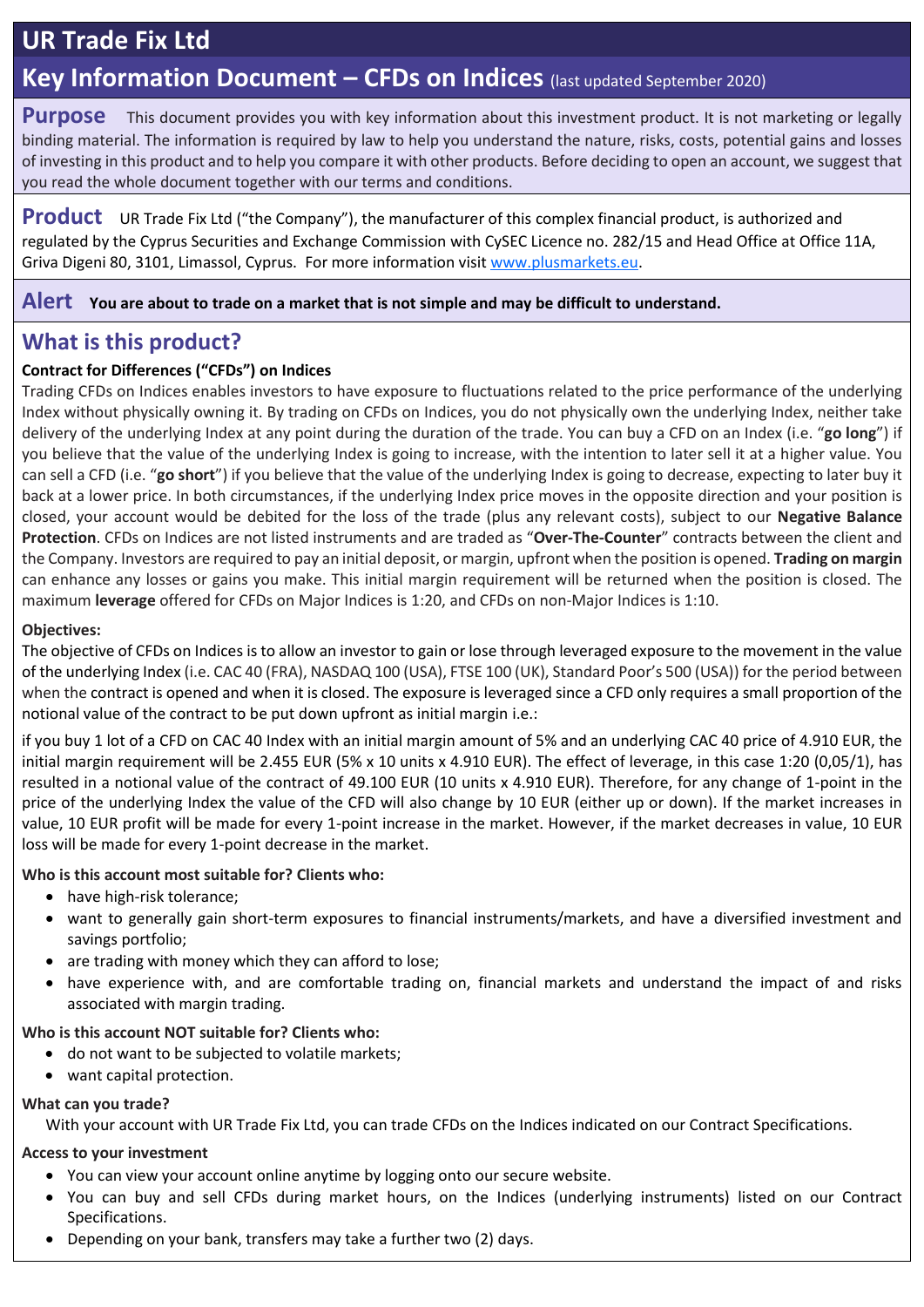# UR Trade Fix Ltd

## Key Information Document – CFDs on Indices (last updated September 2020)

**Purpose** This document provides you with key information about this investment product. It is not marketing or legally binding material. The information is required by law to help you understand the nature, risks, costs, potential gains and losses of investing in this product and to help you compare it with other products. Before deciding to open an account, we suggest that you read the whole document together with our terms and conditions.

**Product** UR Trade Fix Ltd ("the Company"), the manufacturer of this complex financial product, is authorized and regulated by the Cyprus Securities and Exchange Commission with CySEC Licence no. 282/15 and Head Office at Office 11A, Griva Digeni 80, 3101, Limassol, Cyprus. For more information visit www.plusmarkets.eu.

**Alert** **You are about to trade on a market that is not simple and may be difficult to understand.**

## What is this product?

**Contract for Differences ("CFDs") on Indices**

Trading CFDs on Indices enables investors to have exposure to fluctuations related to the price performance of the underlying Index without physically owning it. By trading on CFDs on Indices, you do not physically own the underlying Index, neither take delivery of the underlying Index at any point during the duration of the trade. You can buy a CFD on an Index (i.e. "**go long**") if you believe that the value of the underlying Index is going to increase, with the intention to later sell it at a higher value. You can sell a CFD (i.e. "**go short**") if you believe that the value of the underlying Index is going to decrease, expecting to later buy it back at a lower price. In both circumstances, if the underlying Index price moves in the opposite direction and your position is closed, your account would be debited for the loss of the trade (plus any relevant costs), subject to our **Negative Balance Protection**. CFDs on Indices are not listed instruments and are traded as "**Over-The-Counter**" contracts between the client and the Company. Investors are required to pay an initial deposit, or margin, upfront when the position is opened. **Trading on margin** can enhance any losses or gains you make. This initial margin requirement will be returned when the position is closed. The maximum **leverage** offered for CFDs on Major Indices is 1:20, and CFDs on non-Major Indices is 1:10.

**Objectives:**

The objective of CFDs on Indices is to allow an investor to gain or lose through leveraged exposure to the movement in the value of the underlying Index (i.e. CAC 40 (FRA), NASDAQ 100 (USA), FTSE 100 (UK), Standard Poor's 500 (USA)) for the period between when the contract is opened and when it is closed. The exposure is leveraged since a CFD only requires a small proportion of the notional value of the contract to be put down upfront as initial margin i.e.:

if you buy 1 lot of a CFD on CAC 40 Index with an initial margin amount of 5% and an underlying CAC 40 price of 4.910 EUR, the initial margin requirement will be 2.455 EUR (5% x 10 units x 4.910 EUR). The effect of leverage, in this case 1:20 (0,05/1), has resulted in a notional value of the contract of 49.100 EUR (10 units x 4.910 EUR). Therefore, for any change of 1-point in the price of the underlying Index the value of the CFD will also change by 10 EUR (either up or down). If the market increases in value, 10 EUR profit will be made for every 1-point increase in the market. However, if the market decreases in value, 10 EUR loss will be made for every 1-point decrease in the market.

**Who is this account most suitable for? Clients who:**

- have high-risk tolerance;
- want to generally gain short-term exposures to financial instruments/markets, and have a diversified investment and savings portfolio;
- are trading with money which they can afford to lose;
- have experience with, and are comfortable trading on, financial markets and understand the impact of and risks associated with margin trading.

**Who is this account NOT suitable for? Clients who:**

- do not want to be subjected to volatile markets;
- want capital protection.

**What can you trade?**

With your account with UR Trade Fix Ltd, you can trade CFDs on the Indices indicated on our Contract Specifications.

**Access to your investment**

- You can view your account online anytime by logging onto our secure website.
- You can buy and sell CFDs during market hours, on the Indices (underlying instruments) listed on our Contract Specifications.
- Depending on your bank, transfers may take a further two (2) days.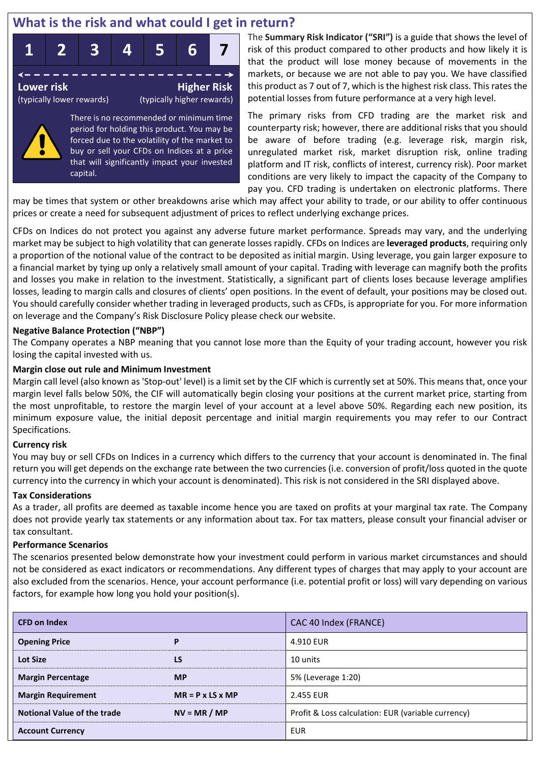## What is the risk and what could I get in return?

| 1 | 2 | 3 | 4 | 5 | 6 | 7 |
|---|---|---|---|---|---|---|

**Lower risk** (typically lower rewards) — **Higher Risk** (typically higher rewards)

There is no recommended or minimum time period for holding this product. You may be forced due to the volatility of the market to buy or sell your CFDs on Indices at a price that will significantly impact your invested capital.

The **Summary Risk Indicator ("SRI")** is a guide that shows the level of risk of this product compared to other products and how likely it is that the product will lose money because of movements in the markets, or because we are not able to pay you. We have classified this product as 7 out of 7, which is the highest risk class. This rates the potential losses from future performance at a very high level.

The primary risks from CFD trading are the market risk and counterparty risk; however, there are additional risks that you should be aware of before trading (e.g. leverage risk, margin risk, unregulated market risk, market disruption risk, online trading platform and IT risk, conflicts of interest, currency risk). Poor market conditions are very likely to impact the capacity of the Company to pay you. CFD trading is undertaken on electronic platforms. There may be times that system or other breakdowns arise which may affect your ability to trade, or our ability to offer continuous prices or create a need for subsequent adjustment of prices to reflect underlying exchange prices.

CFDs on Indices do not protect you against any adverse future market performance. Spreads may vary, and the underlying market may be subject to high volatility that can generate losses rapidly. CFDs on Indices are **leveraged products**, requiring only a proportion of the notional value of the contract to be deposited as initial margin. Using leverage, you gain larger exposure to a financial market by tying up only a relatively small amount of your capital. Trading with leverage can magnify both the profits and losses you make in relation to the investment. Statistically, a significant part of clients loses because leverage amplifies losses, leading to margin calls and closures of clients' open positions. In the event of default, your positions may be closed out. You should carefully consider whether trading in leveraged products, such as CFDs, is appropriate for you. For more information on leverage and the Company's Risk Disclosure Policy please check our website.

**Negative Balance Protection ("NBP")**

The Company operates a NBP meaning that you cannot lose more than the Equity of your trading account, however you risk losing the capital invested with us.

**Margin close out rule and Minimum Investment**

Margin call level (also known as 'Stop-out' level) is a limit set by the CIF which is currently set at 50%. This means that, once your margin level falls below 50%, the CIF will automatically begin closing your positions at the current market price, starting from the most unprofitable, to restore the margin level of your account at a level above 50%. Regarding each new position, its minimum exposure value, the initial deposit percentage and initial margin requirements you may refer to our Contract Specifications.

**Currency risk**

You may buy or sell CFDs on Indices in a currency which differs to the currency that your account is denominated in. The final return you will get depends on the exchange rate between the two currencies (i.e. conversion of profit/loss quoted in the quote currency into the currency in which your account is denominated). This risk is not considered in the SRI displayed above.

**Tax Considerations**

As a trader, all profits are deemed as taxable income hence you are taxed on profits at your marginal tax rate. The Company does not provide yearly tax statements or any information about tax. For tax matters, please consult your financial adviser or tax consultant.

**Performance Scenarios**

The scenarios presented below demonstrate how your investment could perform in various market circumstances and should not be considered as exact indicators or recommendations. Any different types of charges that may apply to your account are also excluded from the scenarios. Hence, your account performance (i.e. potential profit or loss) will vary depending on various factors, for example how long you hold your position(s).

| **CFD on Index** | | CAC 40 Index (FRANCE) |
|---|---|---|
| **Opening Price** | **P** | 4.910 EUR |
| **Lot Size** | **LS** | 10 units |
| **Margin Percentage** | **MP** | 5% (Leverage 1:20) |
| **Margin Requirement** | **MR = P x LS x MP** | 2.455 EUR |
| **Notional Value of the trade** | **NV = MR / MP** | Profit & Loss calculation: EUR (variable currency) |
| **Account Currency** | | EUR |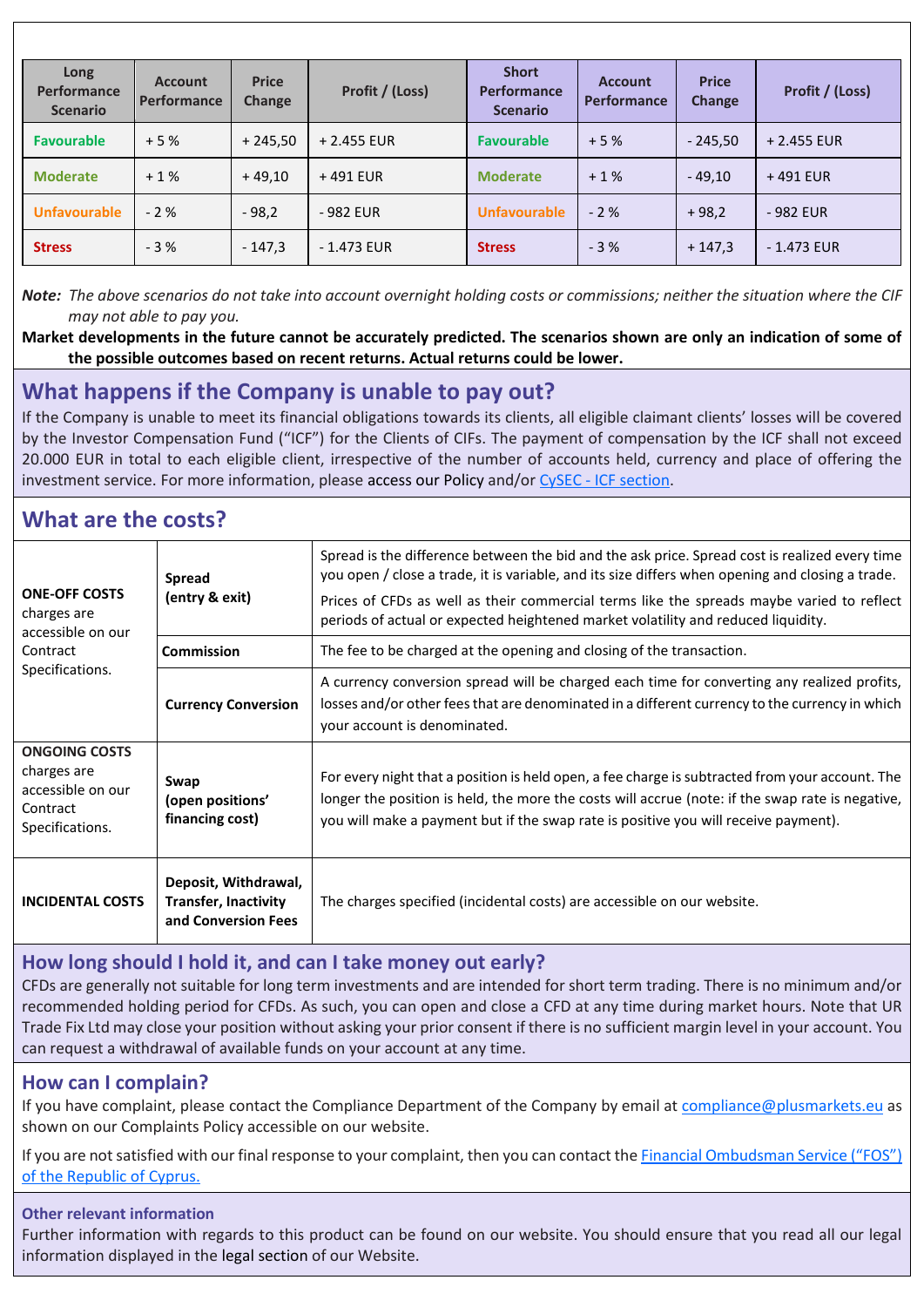| Long Performance Scenario | Account Performance | Price Change | Profit / (Loss) | Short Performance Scenario | Account Performance | Price Change | Profit / (Loss) |
|---|---|---|---|---|---|---|---|
| Favourable | + 5 % | + 245,50 | + 2.455 EUR | Favourable | + 5 % | - 245,50 | + 2.455 EUR |
| Moderate | + 1 % | + 49,10 | + 491 EUR | Moderate | + 1 % | - 49,10 | + 491 EUR |
| Unfavourable | - 2 % | - 98,2 | - 982 EUR | Unfavourable | - 2 % | + 98,2 | - 982 EUR |
| Stress | - 3 % | - 147,3 | - 1.473 EUR | Stress | - 3 % | + 147,3 | - 1.473 EUR |

***Note:*** *The above scenarios do not take into account overnight holding costs or commissions; neither the situation where the CIF may not able to pay you.*

**Market developments in the future cannot be accurately predicted. The scenarios shown are only an indication of some of the possible outcomes based on recent returns. Actual returns could be lower.**

## What happens if the Company is unable to pay out?

If the Company is unable to meet its financial obligations towards its clients, all eligible claimant clients' losses will be covered by the Investor Compensation Fund ("ICF") for the Clients of CIFs. The payment of compensation by the ICF shall not exceed 20.000 EUR in total to each eligible client, irrespective of the number of accounts held, currency and place of offering the investment service. For more information, please access our Policy and/or CySEC - ICF section.

## What are the costs?

| | | |
|---|---|---|
| **ONE-OFF COSTS** charges are accessible on our Contract Specifications. | **Spread (entry & exit)** | Spread is the difference between the bid and the ask price. Spread cost is realized every time you open / close a trade, it is variable, and its size differs when opening and closing a trade. Prices of CFDs as well as their commercial terms like the spreads maybe varied to reflect periods of actual or expected heightened market volatility and reduced liquidity. |
| | **Commission** | The fee to be charged at the opening and closing of the transaction. |
| | **Currency Conversion** | A currency conversion spread will be charged each time for converting any realized profits, losses and/or other fees that are denominated in a different currency to the currency in which your account is denominated. |
| **ONGOING COSTS** charges are accessible on our Contract Specifications. | **Swap (open positions' financing cost)** | For every night that a position is held open, a fee charge is subtracted from your account. The longer the position is held, the more the costs will accrue (note: if the swap rate is negative, you will make a payment but if the swap rate is positive you will receive payment). |
| **INCIDENTAL COSTS** | **Deposit, Withdrawal, Transfer, Inactivity and Conversion Fees** | The charges specified (incidental costs) are accessible on our website. |

## How long should I hold it, and can I take money out early?

CFDs are generally not suitable for long term investments and are intended for short term trading. There is no minimum and/or recommended holding period for CFDs. As such, you can open and close a CFD at any time during market hours. Note that UR Trade Fix Ltd may close your position without asking your prior consent if there is no sufficient margin level in your account. You can request a withdrawal of available funds on your account at any time.

## How can I complain?

If you have complaint, please contact the Compliance Department of the Company by email at compliance@plusmarkets.eu as shown on our Complaints Policy accessible on our website.

If you are not satisfied with our final response to your complaint, then you can contact the Financial Ombudsman Service ("FOS") of the Republic of Cyprus.

### Other relevant information

Further information with regards to this product can be found on our website. You should ensure that you read all our legal information displayed in the legal section of our Website.